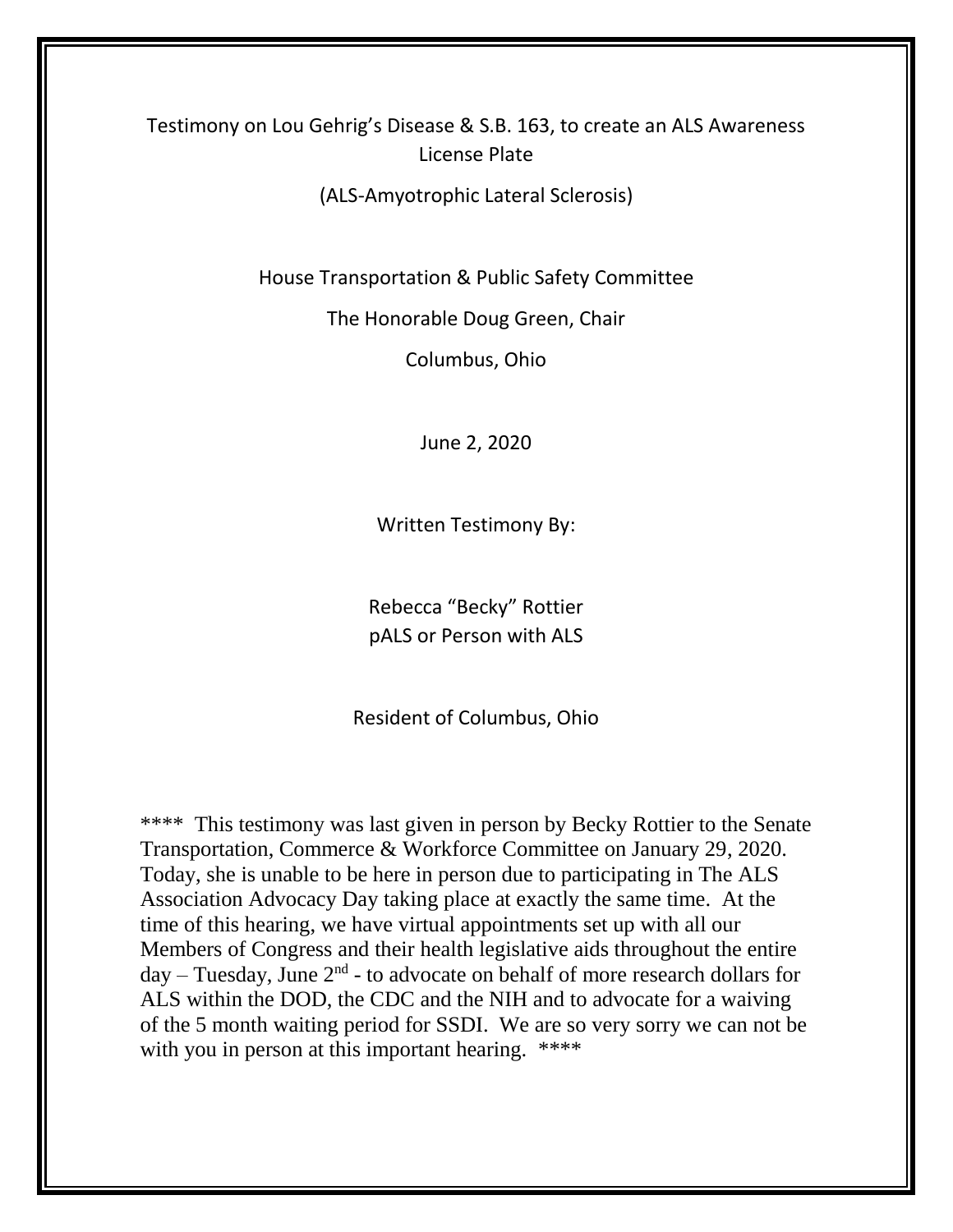# Testimony on Lou Gehrig's Disease & S.B. 163, to create an ALS Awareness License Plate

(ALS-Amyotrophic Lateral Sclerosis)

House Transportation & Public Safety Committee

The Honorable Doug Green, Chair

Columbus, Ohio

June 2, 2020

Written Testimony By:

Rebecca "Becky" Rottier
pALS or Person with ALS

Resident of Columbus, Ohio

**** This testimony was last given in person by Becky Rottier to the Senate Transportation, Commerce & Workforce Committee on January 29, 2020. Today, she is unable to be here in person due to participating in The ALS Association Advocacy Day taking place at exactly the same time. At the time of this hearing, we have virtual appointments set up with all our Members of Congress and their health legislative aids throughout the entire day – Tuesday, June 2nd - to advocate on behalf of more research dollars for ALS within the DOD, the CDC and the NIH and to advocate for a waiving of the 5 month waiting period for SSDI. We are so very sorry we can not be with you in person at this important hearing. ****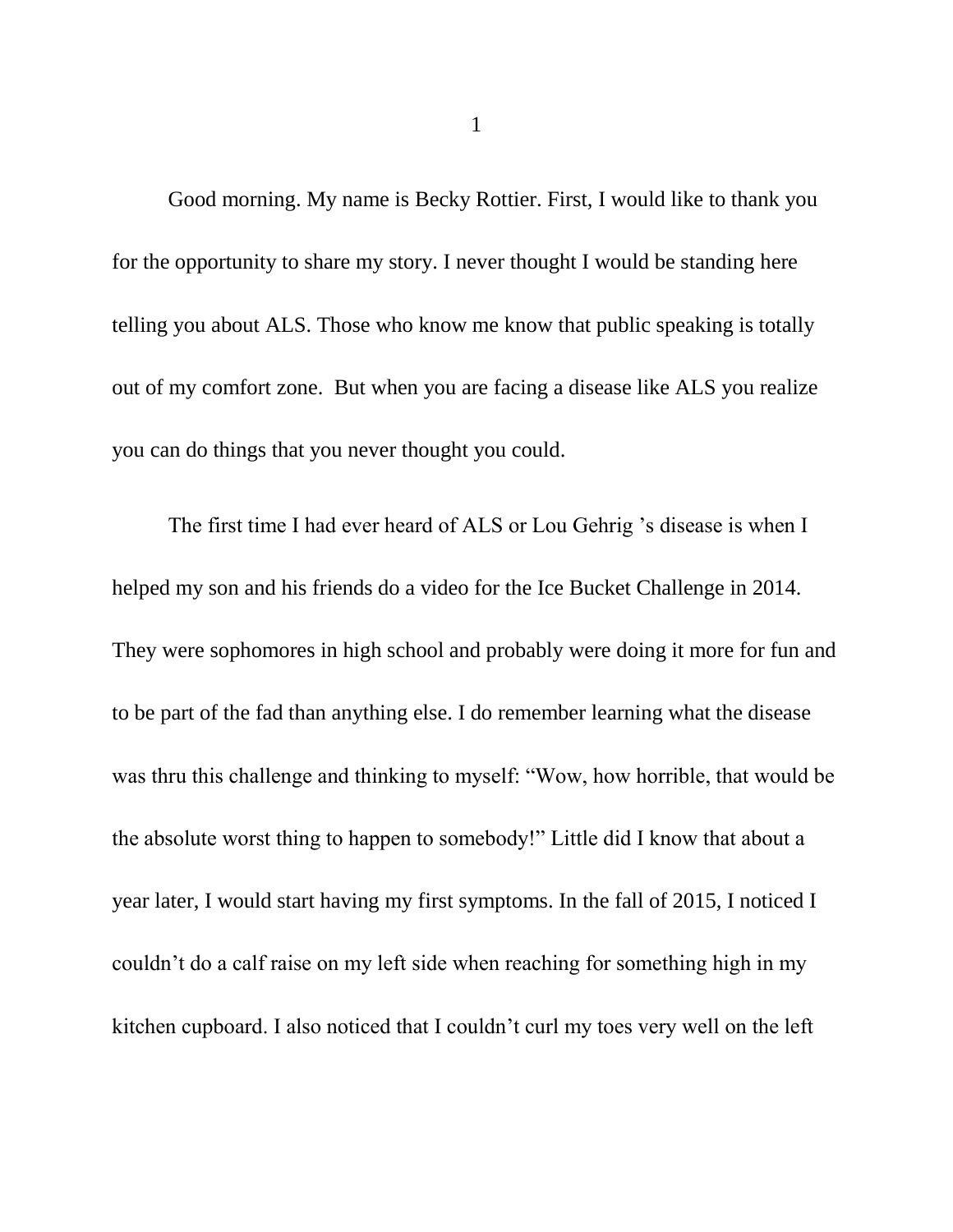Good morning. My name is Becky Rottier. First, I would like to thank you for the opportunity to share my story. I never thought I would be standing here telling you about ALS. Those who know me know that public speaking is totally out of my comfort zone. But when you are facing a disease like ALS you realize you can do things that you never thought you could.

The first time I had ever heard of ALS or Lou Gehrig 's disease is when I helped my son and his friends do a video for the Ice Bucket Challenge in 2014. They were sophomores in high school and probably were doing it more for fun and to be part of the fad than anything else. I do remember learning what the disease was thru this challenge and thinking to myself: "Wow, how horrible, that would be the absolute worst thing to happen to somebody!" Little did I know that about a year later, I would start having my first symptoms. In the fall of 2015, I noticed I couldn't do a calf raise on my left side when reaching for something high in my kitchen cupboard. I also noticed that I couldn't curl my toes very well on the left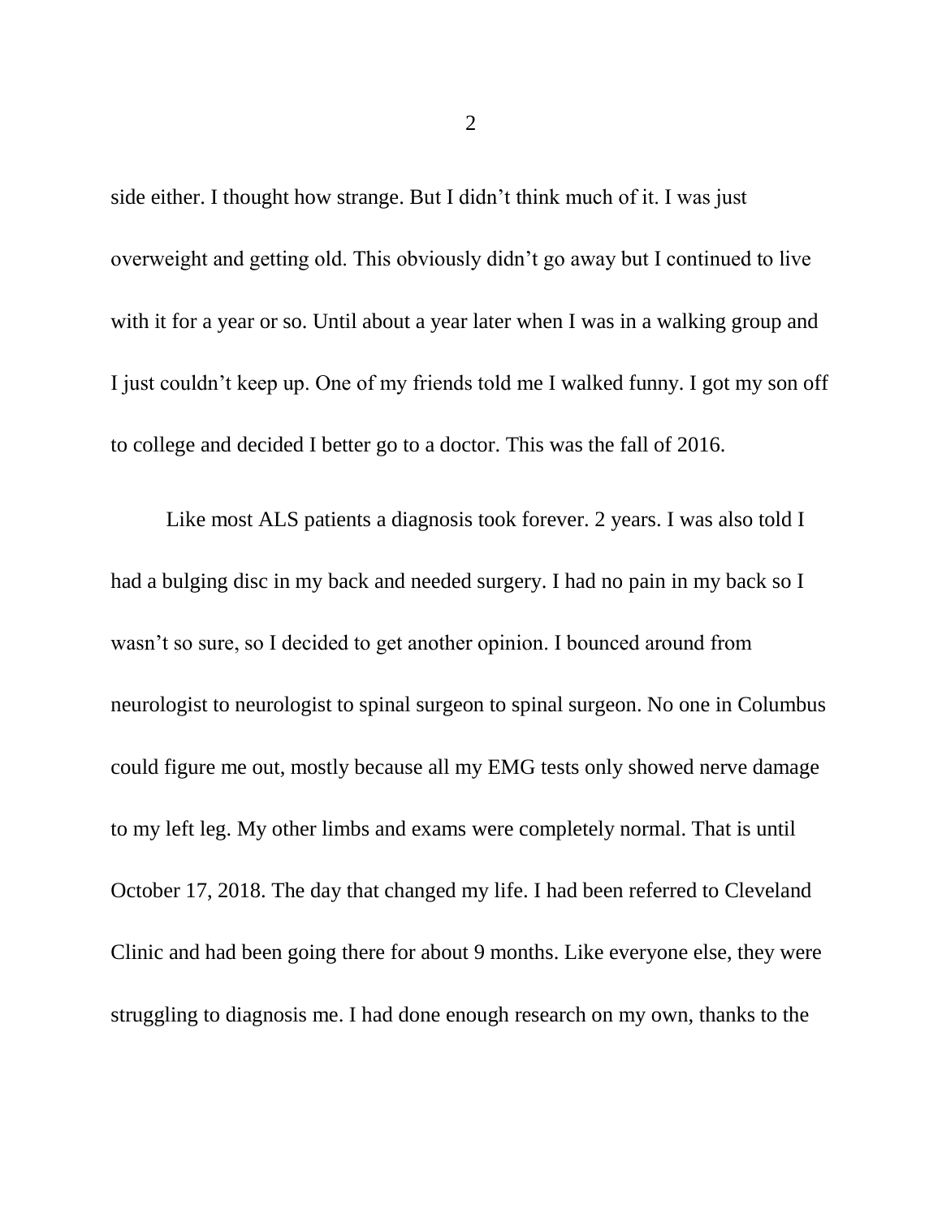side either. I thought how strange. But I didn't think much of it. I was just overweight and getting old. This obviously didn't go away but I continued to live with it for a year or so. Until about a year later when I was in a walking group and I just couldn't keep up. One of my friends told me I walked funny. I got my son off to college and decided I better go to a doctor. This was the fall of 2016.

Like most ALS patients a diagnosis took forever. 2 years. I was also told I had a bulging disc in my back and needed surgery. I had no pain in my back so I wasn't so sure, so I decided to get another opinion. I bounced around from neurologist to neurologist to spinal surgeon to spinal surgeon. No one in Columbus could figure me out, mostly because all my EMG tests only showed nerve damage to my left leg. My other limbs and exams were completely normal. That is until October 17, 2018. The day that changed my life. I had been referred to Cleveland Clinic and had been going there for about 9 months. Like everyone else, they were struggling to diagnosis me. I had done enough research on my own, thanks to the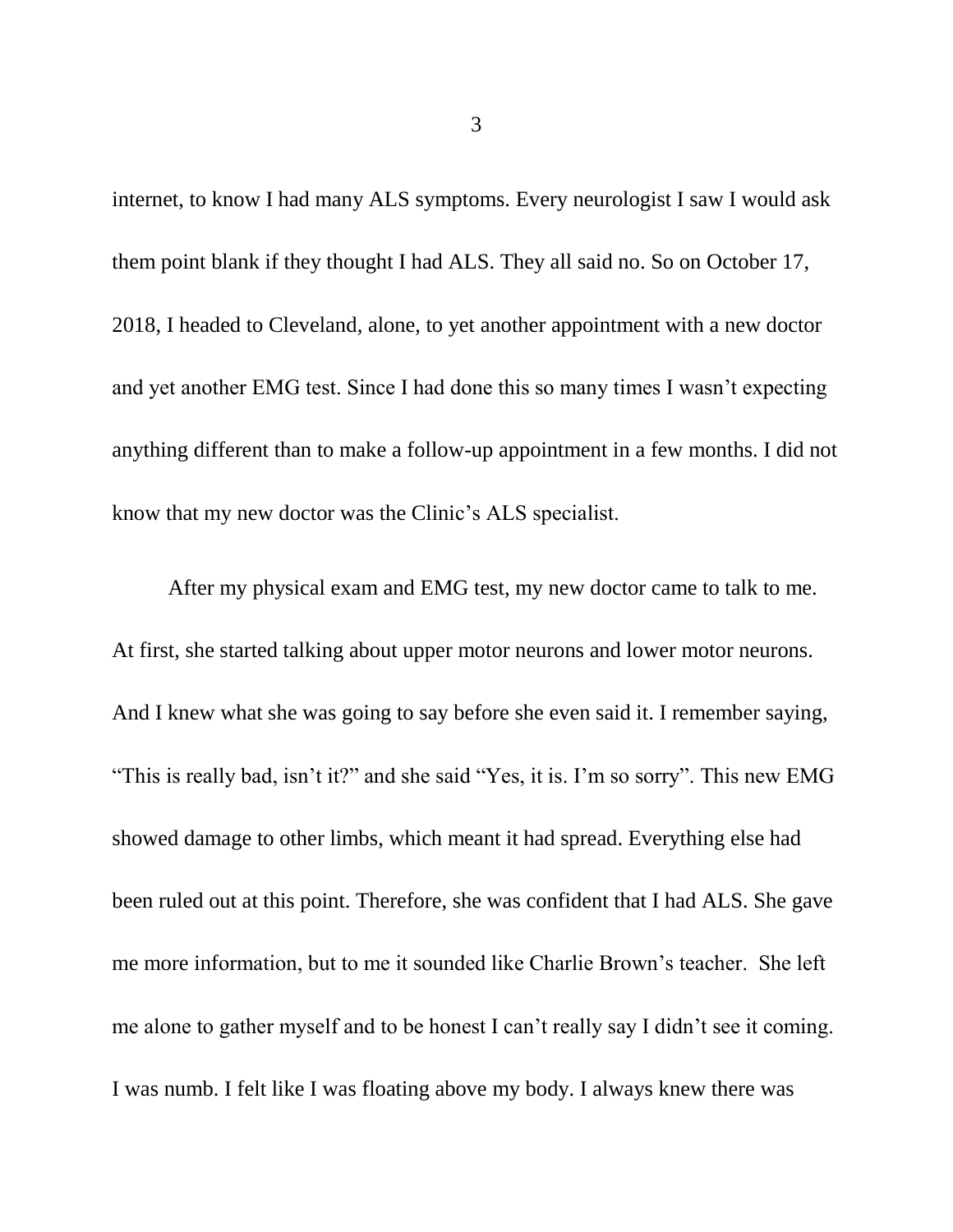internet, to know I had many ALS symptoms. Every neurologist I saw I would ask them point blank if they thought I had ALS. They all said no. So on October 17, 2018, I headed to Cleveland, alone, to yet another appointment with a new doctor and yet another EMG test. Since I had done this so many times I wasn't expecting anything different than to make a follow-up appointment in a few months. I did not know that my new doctor was the Clinic's ALS specialist.

After my physical exam and EMG test, my new doctor came to talk to me. At first, she started talking about upper motor neurons and lower motor neurons. And I knew what she was going to say before she even said it. I remember saying, "This is really bad, isn't it?" and she said "Yes, it is. I'm so sorry". This new EMG showed damage to other limbs, which meant it had spread. Everything else had been ruled out at this point. Therefore, she was confident that I had ALS. She gave me more information, but to me it sounded like Charlie Brown's teacher. She left me alone to gather myself and to be honest I can't really say I didn't see it coming. I was numb. I felt like I was floating above my body. I always knew there was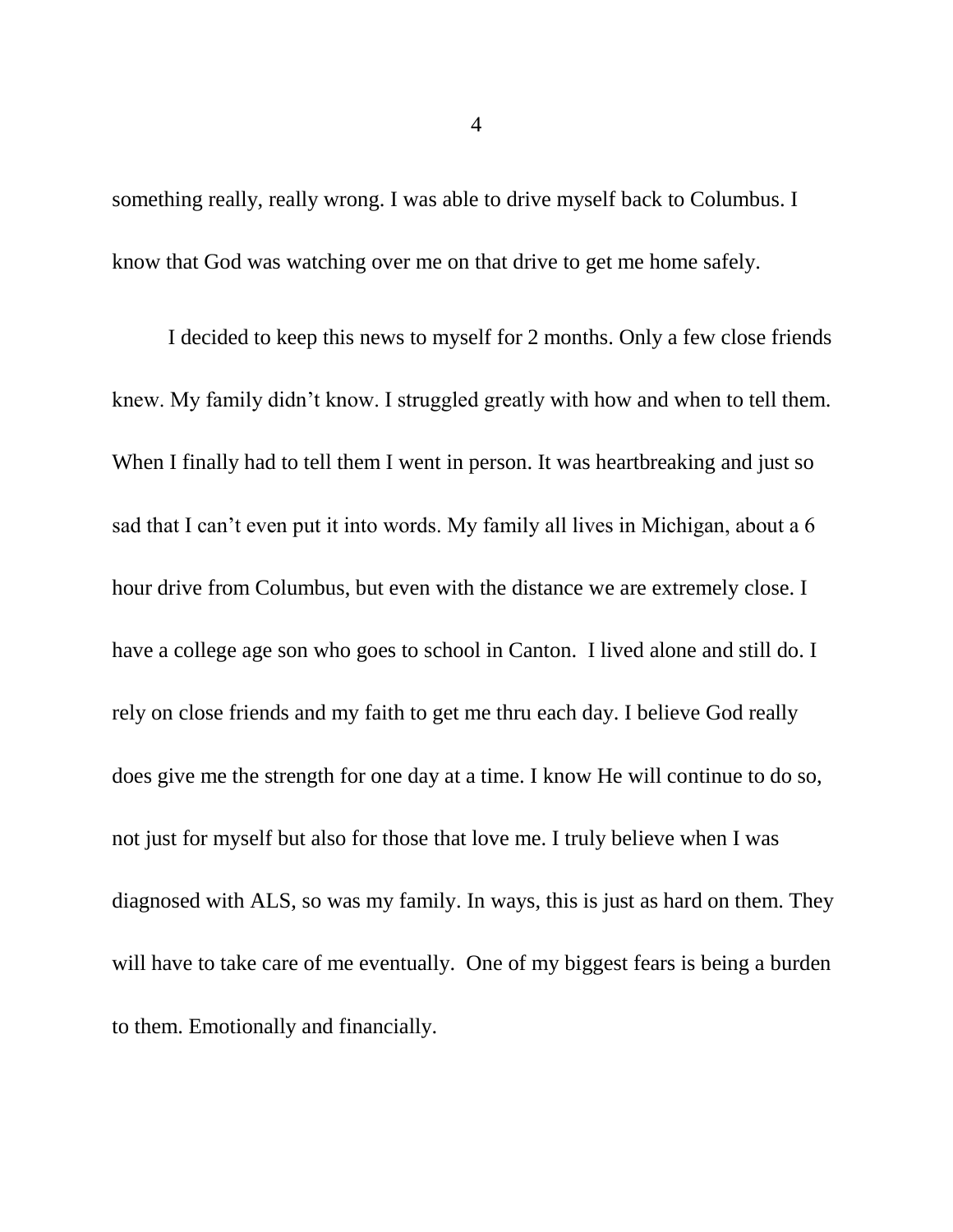something really, really wrong. I was able to drive myself back to Columbus. I know that God was watching over me on that drive to get me home safely.

I decided to keep this news to myself for 2 months. Only a few close friends knew. My family didn't know. I struggled greatly with how and when to tell them. When I finally had to tell them I went in person. It was heartbreaking and just so sad that I can't even put it into words. My family all lives in Michigan, about a 6 hour drive from Columbus, but even with the distance we are extremely close. I have a college age son who goes to school in Canton. I lived alone and still do. I rely on close friends and my faith to get me thru each day. I believe God really does give me the strength for one day at a time. I know He will continue to do so, not just for myself but also for those that love me. I truly believe when I was diagnosed with ALS, so was my family. In ways, this is just as hard on them. They will have to take care of me eventually. One of my biggest fears is being a burden to them. Emotionally and financially.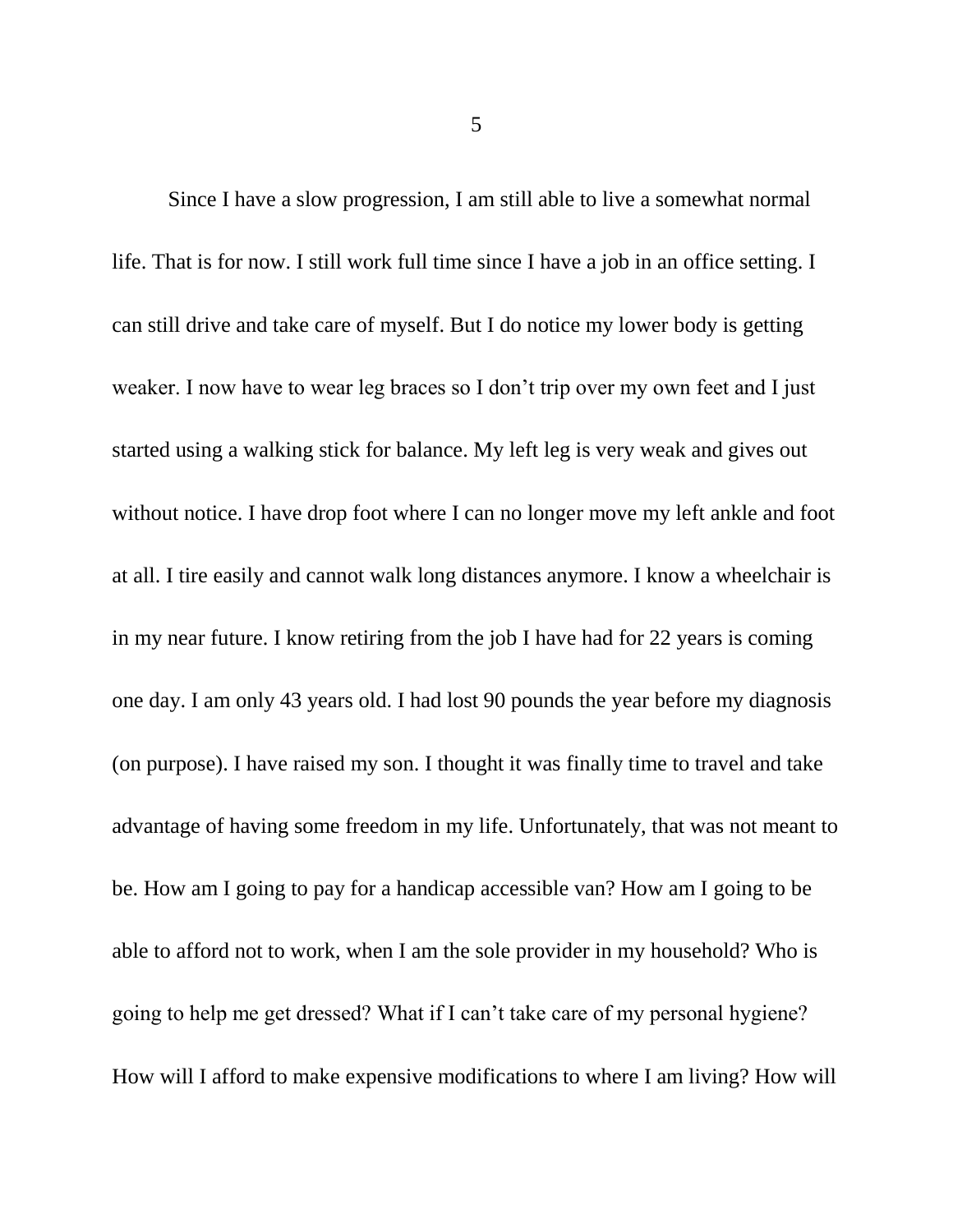Since I have a slow progression, I am still able to live a somewhat normal life. That is for now. I still work full time since I have a job in an office setting. I can still drive and take care of myself. But I do notice my lower body is getting weaker. I now have to wear leg braces so I don't trip over my own feet and I just started using a walking stick for balance. My left leg is very weak and gives out without notice. I have drop foot where I can no longer move my left ankle and foot at all. I tire easily and cannot walk long distances anymore. I know a wheelchair is in my near future. I know retiring from the job I have had for 22 years is coming one day. I am only 43 years old. I had lost 90 pounds the year before my diagnosis (on purpose). I have raised my son. I thought it was finally time to travel and take advantage of having some freedom in my life. Unfortunately, that was not meant to be. How am I going to pay for a handicap accessible van? How am I going to be able to afford not to work, when I am the sole provider in my household? Who is going to help me get dressed? What if I can't take care of my personal hygiene? How will I afford to make expensive modifications to where I am living? How will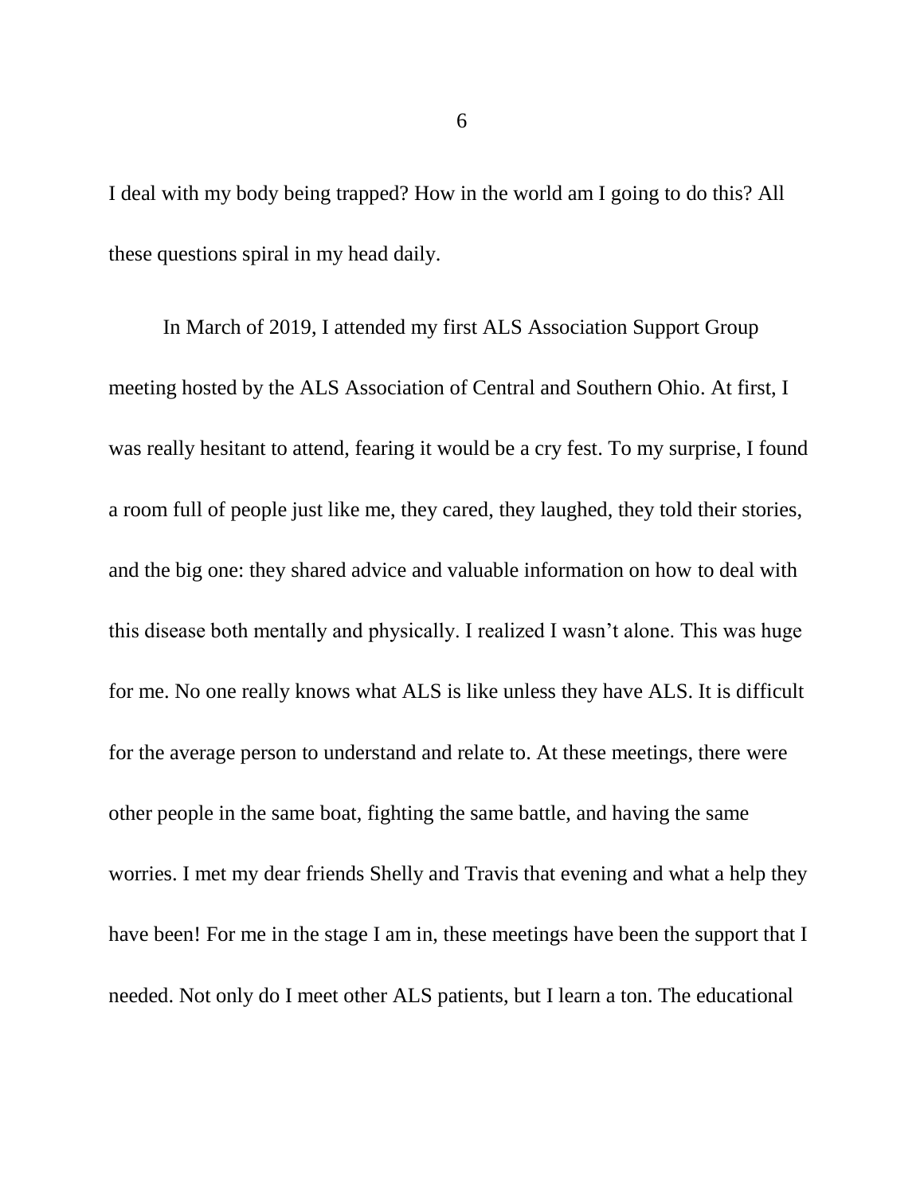I deal with my body being trapped? How in the world am I going to do this? All these questions spiral in my head daily.

In March of 2019, I attended my first ALS Association Support Group meeting hosted by the ALS Association of Central and Southern Ohio. At first, I was really hesitant to attend, fearing it would be a cry fest. To my surprise, I found a room full of people just like me, they cared, they laughed, they told their stories, and the big one: they shared advice and valuable information on how to deal with this disease both mentally and physically. I realized I wasn't alone. This was huge for me. No one really knows what ALS is like unless they have ALS. It is difficult for the average person to understand and relate to. At these meetings, there were other people in the same boat, fighting the same battle, and having the same worries. I met my dear friends Shelly and Travis that evening and what a help they have been! For me in the stage I am in, these meetings have been the support that I needed. Not only do I meet other ALS patients, but I learn a ton. The educational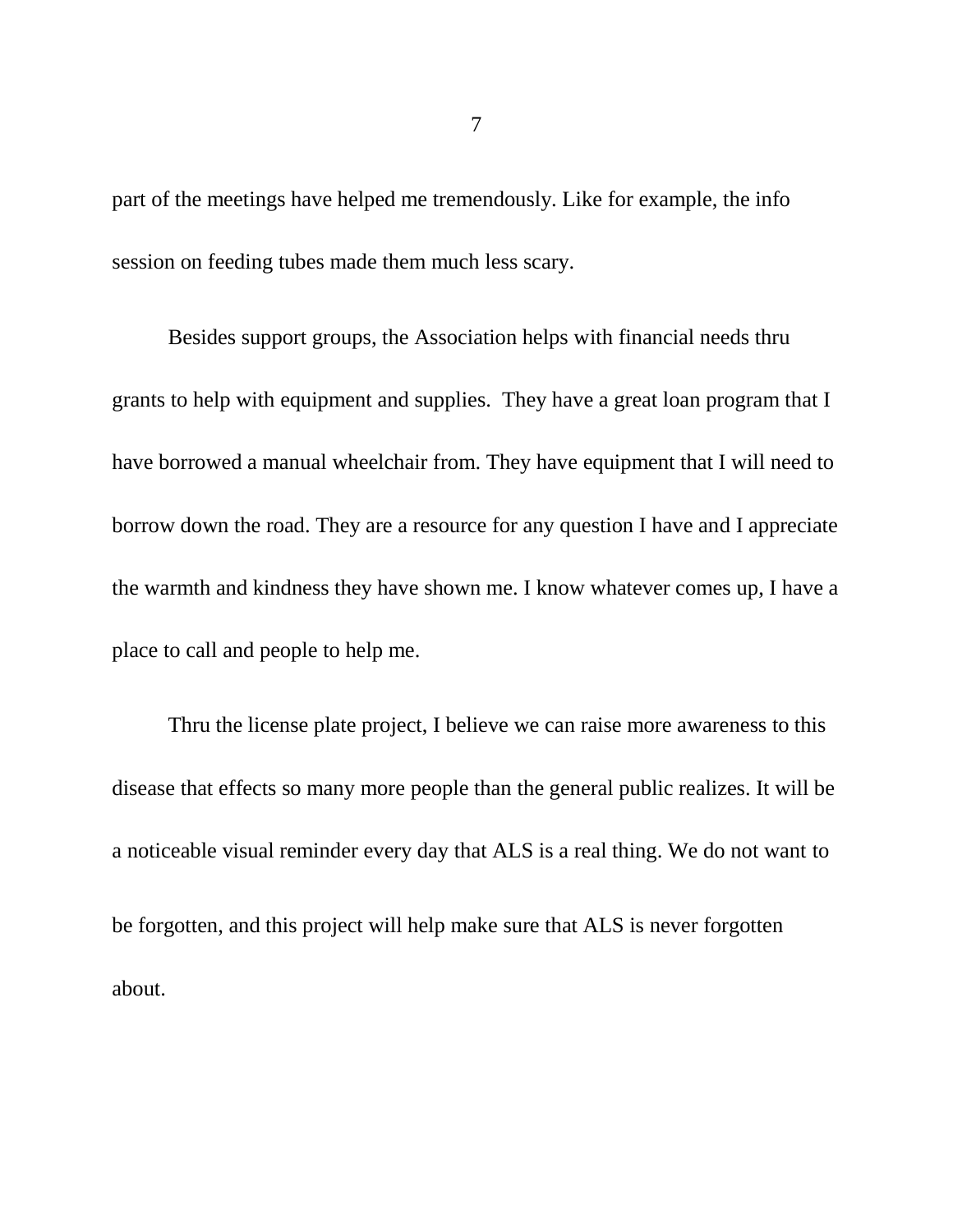part of the meetings have helped me tremendously. Like for example, the info session on feeding tubes made them much less scary.

Besides support groups, the Association helps with financial needs thru grants to help with equipment and supplies.  They have a great loan program that I have borrowed a manual wheelchair from. They have equipment that I will need to borrow down the road. They are a resource for any question I have and I appreciate the warmth and kindness they have shown me. I know whatever comes up, I have a place to call and people to help me.

Thru the license plate project, I believe we can raise more awareness to this disease that effects so many more people than the general public realizes. It will be a noticeable visual reminder every day that ALS is a real thing. We do not want to be forgotten, and this project will help make sure that ALS is never forgotten about.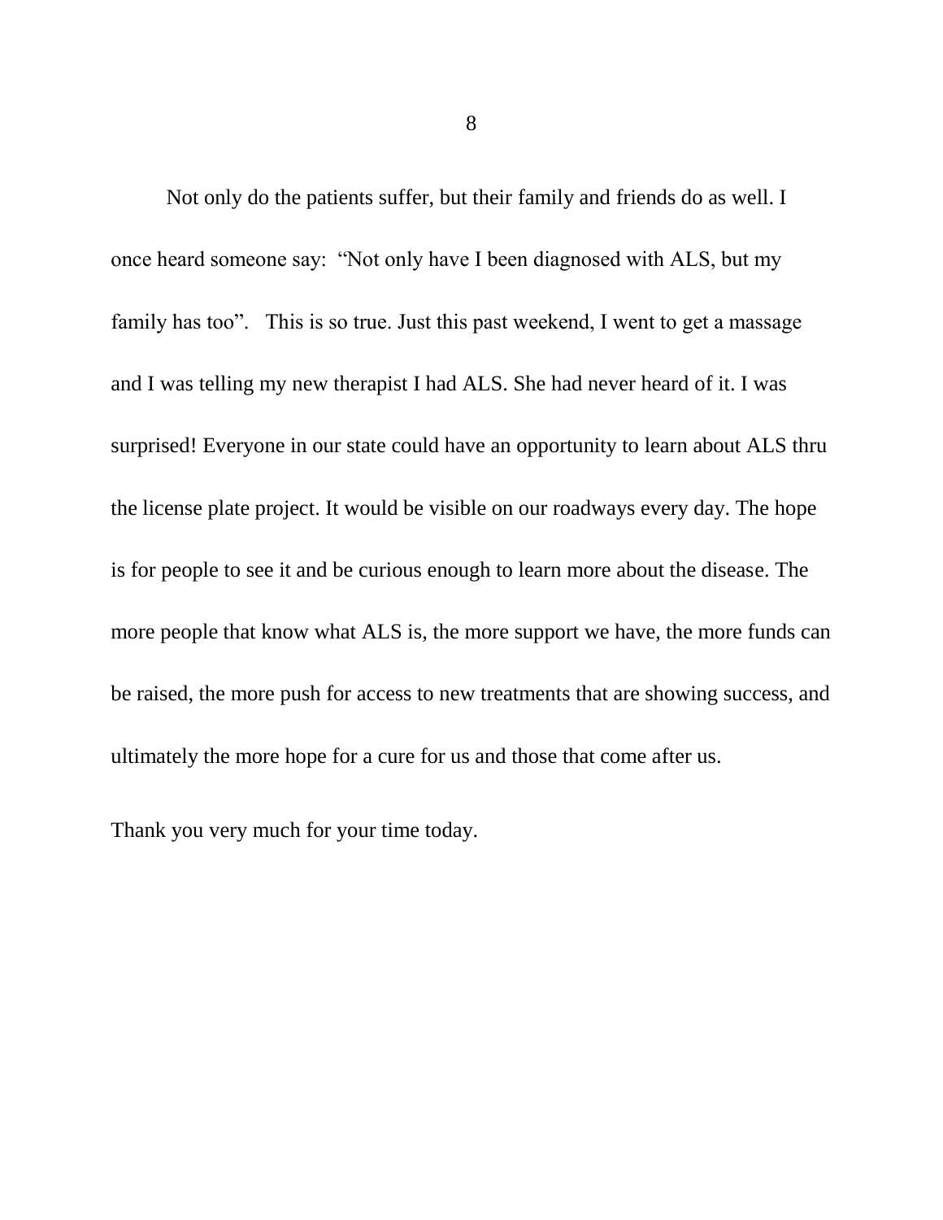Not only do the patients suffer, but their family and friends do as well. I once heard someone say: "Not only have I been diagnosed with ALS, but my family has too". This is so true. Just this past weekend, I went to get a massage and I was telling my new therapist I had ALS. She had never heard of it. I was surprised! Everyone in our state could have an opportunity to learn about ALS thru the license plate project. It would be visible on our roadways every day. The hope is for people to see it and be curious enough to learn more about the disease. The more people that know what ALS is, the more support we have, the more funds can be raised, the more push for access to new treatments that are showing success, and ultimately the more hope for a cure for us and those that come after us.

Thank you very much for your time today.